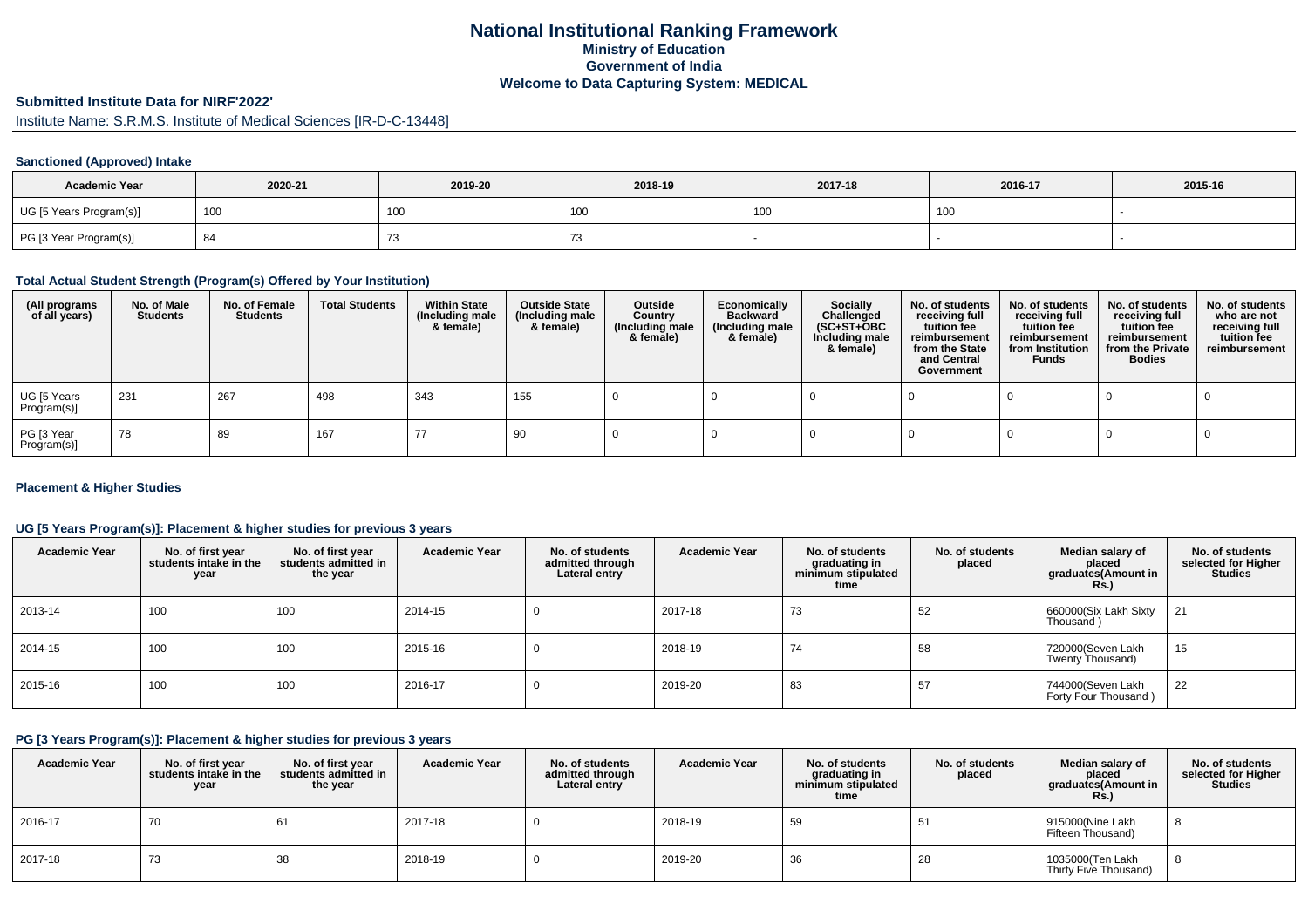# National Institutional Ranking Framework
## Ministry of Education
## Government of India
## Welcome to Data Capturing System: MEDICAL

### Submitted Institute Data for NIRF'2022'

Institute Name: S.R.M.S. Institute of Medical Sciences [IR-D-C-13448]

#### Sanctioned (Approved) Intake

| Academic Year | 2020-21 | 2019-20 | 2018-19 | 2017-18 | 2016-17 | 2015-16 |
|---|---|---|---|---|---|---|
| UG [5 Years Program(s)] | 100 | 100 | 100 | 100 | 100 | - |
| PG [3 Year Program(s)] | 84 | 73 | 73 | - | - | - |

#### Total Actual Student Strength (Program(s) Offered by Your Institution)

| (All programs of all years) | No. of Male Students | No. of Female Students | Total Students | Within State (Including male & female) | Outside State (Including male & female) | Outside Country (Including male & female) | Economically Backward (Including male & female) | Socially Challenged (SC+ST+OBC Including male & female) | No. of students receiving full tuition fee reimbursement from the State and Central Government | No. of students receiving full tuition fee reimbursement from Institution Funds | No. of students receiving full tuition fee reimbursement from the Private Bodies | No. of students who are not receiving full tuition fee reimbursement |
|---|---|---|---|---|---|---|---|---|---|---|---|---|
| UG [5 Years Program(s)] | 231 | 267 | 498 | 343 | 155 | 0 | 0 | 0 | 0 | 0 | 0 | 0 |
| PG [3 Year Program(s)] | 78 | 89 | 167 | 77 | 90 | 0 | 0 | 0 | 0 | 0 | 0 | 0 |

#### Placement & Higher Studies

#### UG [5 Years Program(s)]: Placement & higher studies for previous 3 years

| Academic Year | No. of first year students intake in the year | No. of first year students admitted in the year | Academic Year | No. of students admitted through Lateral entry | Academic Year | No. of students graduating in minimum stipulated time | No. of students placed | Median salary of placed graduates(Amount in Rs.) | No. of students selected for Higher Studies |
|---|---|---|---|---|---|---|---|---|---|
| 2013-14 | 100 | 100 | 2014-15 | 0 | 2017-18 | 73 | 52 | 660000(Six Lakh Sixty Thousand ) | 21 |
| 2014-15 | 100 | 100 | 2015-16 | 0 | 2018-19 | 74 | 58 | 720000(Seven Lakh Twenty Thousand) | 15 |
| 2015-16 | 100 | 100 | 2016-17 | 0 | 2019-20 | 83 | 57 | 744000(Seven Lakh Forty Four Thousand ) | 22 |

#### PG [3 Years Program(s)]: Placement & higher studies for previous 3 years

| Academic Year | No. of first year students intake in the year | No. of first year students admitted in the year | Academic Year | No. of students admitted through Lateral entry | Academic Year | No. of students graduating in minimum stipulated time | No. of students placed | Median salary of placed graduates(Amount in Rs.) | No. of students selected for Higher Studies |
|---|---|---|---|---|---|---|---|---|---|
| 2016-17 | 70 | 61 | 2017-18 | 0 | 2018-19 | 59 | 51 | 915000(Nine Lakh Fifteen Thousand) | 8 |
| 2017-18 | 73 | 38 | 2018-19 | 0 | 2019-20 | 36 | 28 | 1035000(Ten Lakh Thirty Five Thousand) | 8 |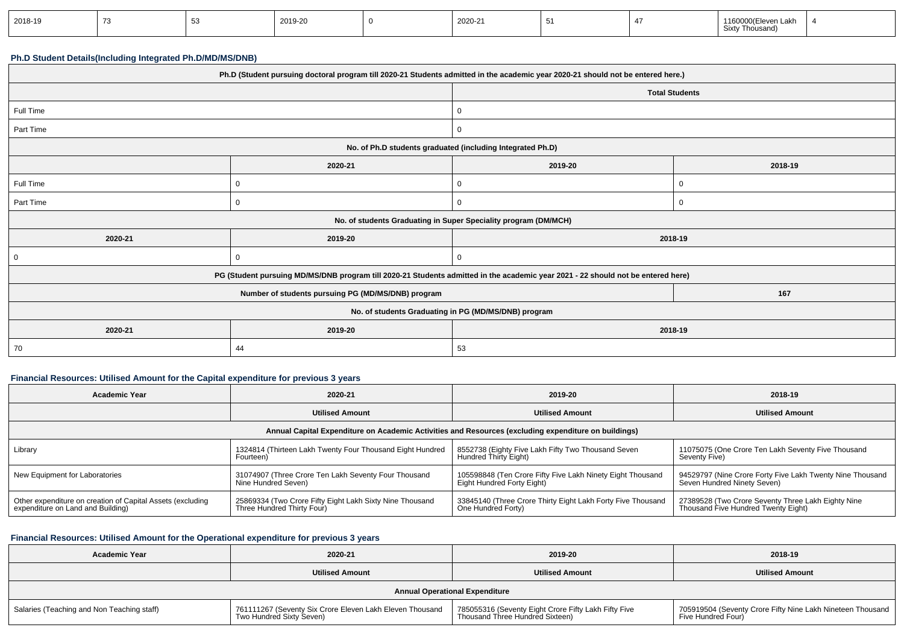| 2018-19 | 73 | 53 | 2019-20 | 0 | 2020-21 | 51 | 47 | 1160000(Eleven Lakh Sixty Thousand) | 4 |
|---|---|---|---|---|---|---|---|---|---|

### Ph.D Student Details(Including Integrated Ph.D/MD/MS/DNB)

| Ph.D (Student pursuing doctoral program till 2020-21 Students admitted in the academic year 2020-21 should not be entered here.) | | | |
|---|---|---|---|
| | | Total Students | |
| Full Time | | 0 | |
| Part Time | | 0 | |
| No. of Ph.D students graduated (including Integrated Ph.D) | | | |
| | 2020-21 | 2019-20 | 2018-19 |
| Full Time | 0 | 0 | 0 |
| Part Time | 0 | 0 | 0 |
| No. of students Graduating in Super Speciality program (DM/MCH) | | | |
| 2020-21 | 2019-20 | 2018-19 | |
| 0 | 0 | 0 | |
| PG (Student pursuing MD/MS/DNB program till 2020-21 Students admitted in the academic year 2021 - 22 should not be entered here) | | | |
| Number of students pursuing PG (MD/MS/DNB) program | | | 167 |
| No. of students Graduating in PG (MD/MS/DNB) program | | | |
| 2020-21 | 2019-20 | 2018-19 | |
| 70 | 44 | 53 | |

### Financial Resources: Utilised Amount for the Capital expenditure for previous 3 years

| Academic Year | 2020-21 | 2019-20 | 2018-19 |
|---|---|---|---|
| | Utilised Amount | Utilised Amount | Utilised Amount |
| Annual Capital Expenditure on Academic Activities and Resources (excluding expenditure on buildings) | | | |
| Library | 1324814 (Thirteen Lakh Twenty Four Thousand Eight Hundred Fourteen) | 8552738 (Eighty Five Lakh Fifty Two Thousand Seven Hundred Thirty Eight) | 11075075 (One Crore Ten Lakh Seventy Five Thousand Seventy Five) |
| New Equipment for Laboratories | 31074907 (Three Crore Ten Lakh Seventy Four Thousand Nine Hundred Seven) | 105598848 (Ten Crore Fifty Five Lakh Ninety Eight Thousand Eight Hundred Forty Eight) | 94529797 (Nine Crore Forty Five Lakh Twenty Nine Thousand Seven Hundred Ninety Seven) |
| Other expenditure on creation of Capital Assets (excluding expenditure on Land and Building) | 25869334 (Two Crore Fifty Eight Lakh Sixty Nine Thousand Three Hundred Thirty Four) | 33845140 (Three Crore Thirty Eight Lakh Forty Five Thousand One Hundred Forty) | 27389528 (Two Crore Seventy Three Lakh Eighty Nine Thousand Five Hundred Twenty Eight) |

### Financial Resources: Utilised Amount for the Operational expenditure for previous 3 years

| Academic Year | 2020-21 | 2019-20 | 2018-19 |
|---|---|---|---|
| | Utilised Amount | Utilised Amount | Utilised Amount |
| Annual Operational Expenditure | | | |
| Salaries (Teaching and Non Teaching staff) | 761111267 (Seventy Six Crore Eleven Lakh Eleven Thousand Two Hundred Sixty Seven) | 785055316 (Seventy Eight Crore Fifty Lakh Fifty Five Thousand Three Hundred Sixteen) | 705919504 (Seventy Crore Fifty Nine Lakh Nineteen Thousand Five Hundred Four) |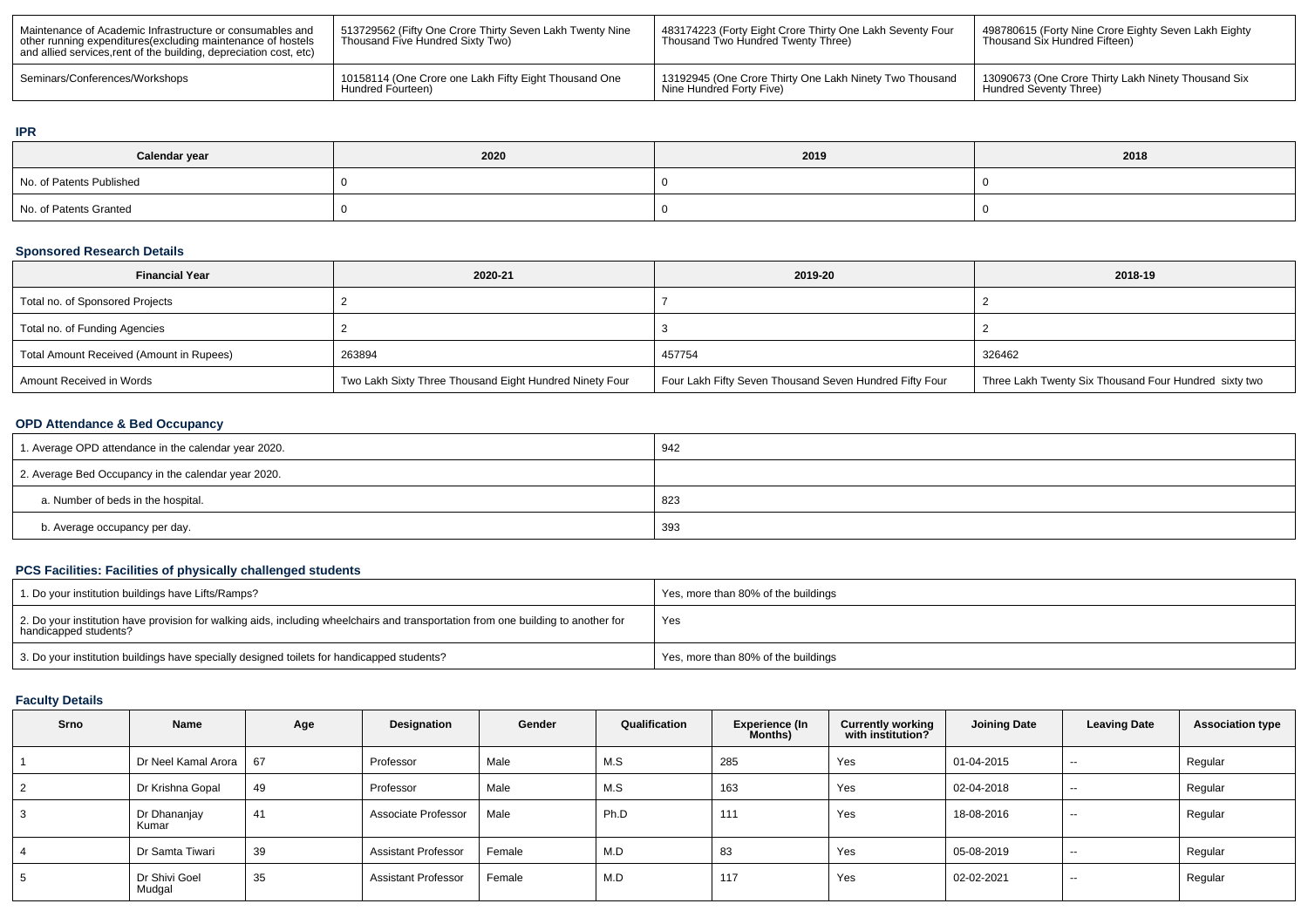| Maintenance of Academic Infrastructure or consumables and other running expenditures(excluding maintenance of hostels and allied services,rent of the building, depreciation cost, etc) | 513729562 (Fifty One Crore Thirty Seven Lakh Twenty Nine Thousand Five Hundred Sixty Two) | 483174223 (Forty Eight Crore Thirty One Lakh Seventy Four Thousand Two Hundred Twenty Three) | 498780615 (Forty Nine Crore Eighty Seven Lakh Eighty Thousand Six Hundred Fifteen) |
|---|---|---|---|
| Seminars/Conferences/Workshops | 10158114 (One Crore one Lakh Fifty Eight Thousand One Hundred Fourteen) | 13192945 (One Crore Thirty One Lakh Ninety Two Thousand Nine Hundred Forty Five) | 13090673 (One Crore Thirty Lakh Ninety Thousand Six Hundred Seventy Three) |

## IPR

| Calendar year | 2020 | 2019 | 2018 |
|---|---|---|---|
| No. of Patents Published | 0 | 0 | 0 |
| No. of Patents Granted | 0 | 0 | 0 |

## Sponsored Research Details

| Financial Year | 2020-21 | 2019-20 | 2018-19 |
|---|---|---|---|
| Total no. of Sponsored Projects | 2 | 7 | 2 |
| Total no. of Funding Agencies | 2 | 3 | 2 |
| Total Amount Received (Amount in Rupees) | 263894 | 457754 | 326462 |
| Amount Received in Words | Two Lakh Sixty Three Thousand Eight Hundred Ninety Four | Four Lakh Fifty Seven Thousand Seven Hundred Fifty Four | Three Lakh Twenty Six Thousand Four Hundred sixty two |

## OPD Attendance & Bed Occupancy

| | |
|---|---|
| 1. Average OPD attendance in the calendar year 2020. | 942 |
| 2. Average Bed Occupancy in the calendar year 2020. | |
| a. Number of beds in the hospital. | 823 |
| b. Average occupancy per day. | 393 |

## PCS Facilities: Facilities of physically challenged students

| | |
|---|---|
| 1. Do your institution buildings have Lifts/Ramps? | Yes, more than 80% of the buildings |
| 2. Do your institution have provision for walking aids, including wheelchairs and transportation from one building to another for handicapped students? | Yes |
| 3. Do your institution buildings have specially designed toilets for handicapped students? | Yes, more than 80% of the buildings |

## Faculty Details

| Srno | Name | Age | Designation | Gender | Qualification | Experience (In Months) | Currently working with institution? | Joining Date | Leaving Date | Association type |
|---|---|---|---|---|---|---|---|---|---|---|
| 1 | Dr Neel Kamal Arora | 67 | Professor | Male | M.S | 285 | Yes | 01-04-2015 | -- | Regular |
| 2 | Dr Krishna Gopal | 49 | Professor | Male | M.S | 163 | Yes | 02-04-2018 | -- | Regular |
| 3 | Dr Dhananjay Kumar | 41 | Associate Professor | Male | Ph.D | 111 | Yes | 18-08-2016 | -- | Regular |
| 4 | Dr Samta Tiwari | 39 | Assistant Professor | Female | M.D | 83 | Yes | 05-08-2019 | -- | Regular |
| 5 | Dr Shivi Goel Mudgal | 35 | Assistant Professor | Female | M.D | 117 | Yes | 02-02-2021 | -- | Regular |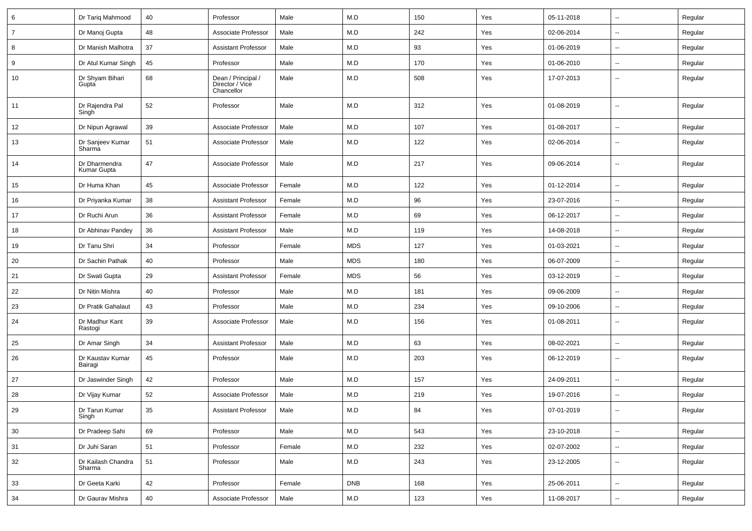| 6 | Dr Tariq Mahmood | 40 | Professor | Male | M.D | 150 | Yes | 05-11-2018 | -- | Regular |
|---|---|---|---|---|---|---|---|---|---|---|
| 7 | Dr Manoj Gupta | 48 | Associate Professor | Male | M.D | 242 | Yes | 02-06-2014 | -- | Regular |
| 8 | Dr Manish Malhotra | 37 | Assistant Professor | Male | M.D | 93 | Yes | 01-06-2019 | -- | Regular |
| 9 | Dr Atul Kumar Singh | 45 | Professor | Male | M.D | 170 | Yes | 01-06-2010 | -- | Regular |
| 10 | Dr Shyam Bihari Gupta | 68 | Dean / Principal / Director / Vice Chancellor | Male | M.D | 508 | Yes | 17-07-2013 | -- | Regular |
| 11 | Dr Rajendra Pal Singh | 52 | Professor | Male | M.D | 312 | Yes | 01-08-2019 | -- | Regular |
| 12 | Dr Nipun Agrawal | 39 | Associate Professor | Male | M.D | 107 | Yes | 01-08-2017 | -- | Regular |
| 13 | Dr Sanjeev Kumar Sharma | 51 | Associate Professor | Male | M.D | 122 | Yes | 02-06-2014 | -- | Regular |
| 14 | Dr Dharmendra Kumar Gupta | 47 | Associate Professor | Male | M.D | 217 | Yes | 09-06-2014 | -- | Regular |
| 15 | Dr Huma Khan | 45 | Associate Professor | Female | M.D | 122 | Yes | 01-12-2014 | -- | Regular |
| 16 | Dr Priyanka Kumar | 38 | Assistant Professor | Female | M.D | 96 | Yes | 23-07-2016 | -- | Regular |
| 17 | Dr Ruchi Arun | 36 | Assistant Professor | Female | M.D | 69 | Yes | 06-12-2017 | -- | Regular |
| 18 | Dr Abhinav Pandey | 36 | Assistant Professor | Male | M.D | 119 | Yes | 14-08-2018 | -- | Regular |
| 19 | Dr Tanu Shri | 34 | Professor | Female | MDS | 127 | Yes | 01-03-2021 | -- | Regular |
| 20 | Dr Sachin Pathak | 40 | Professor | Male | MDS | 180 | Yes | 06-07-2009 | -- | Regular |
| 21 | Dr Swati Gupta | 29 | Assistant Professor | Female | MDS | 56 | Yes | 03-12-2019 | -- | Regular |
| 22 | Dr Nitin Mishra | 40 | Professor | Male | M.D | 181 | Yes | 09-06-2009 | -- | Regular |
| 23 | Dr Pratik Gahalaut | 43 | Professor | Male | M.D | 234 | Yes | 09-10-2006 | -- | Regular |
| 24 | Dr Madhur Kant Rastogi | 39 | Associate Professor | Male | M.D | 156 | Yes | 01-08-2011 | -- | Regular |
| 25 | Dr Amar Singh | 34 | Assistant Professor | Male | M.D | 63 | Yes | 08-02-2021 | -- | Regular |
| 26 | Dr Kaustav Kumar Bairagi | 45 | Professor | Male | M.D | 203 | Yes | 06-12-2019 | -- | Regular |
| 27 | Dr Jaswinder Singh | 42 | Professor | Male | M.D | 157 | Yes | 24-09-2011 | -- | Regular |
| 28 | Dr Vijay Kumar | 52 | Associate Professor | Male | M.D | 219 | Yes | 19-07-2016 | -- | Regular |
| 29 | Dr Tarun Kumar Singh | 35 | Assistant Professor | Male | M.D | 84 | Yes | 07-01-2019 | -- | Regular |
| 30 | Dr Pradeep Sahi | 69 | Professor | Male | M.D | 543 | Yes | 23-10-2018 | -- | Regular |
| 31 | Dr Juhi Saran | 51 | Professor | Female | M.D | 232 | Yes | 02-07-2002 | -- | Regular |
| 32 | Dr Kailash Chandra Sharma | 51 | Professor | Male | M.D | 243 | Yes | 23-12-2005 | -- | Regular |
| 33 | Dr Geeta Karki | 42 | Professor | Female | DNB | 168 | Yes | 25-06-2011 | -- | Regular |
| 34 | Dr Gaurav Mishra | 40 | Associate Professor | Male | M.D | 123 | Yes | 11-08-2017 | -- | Regular |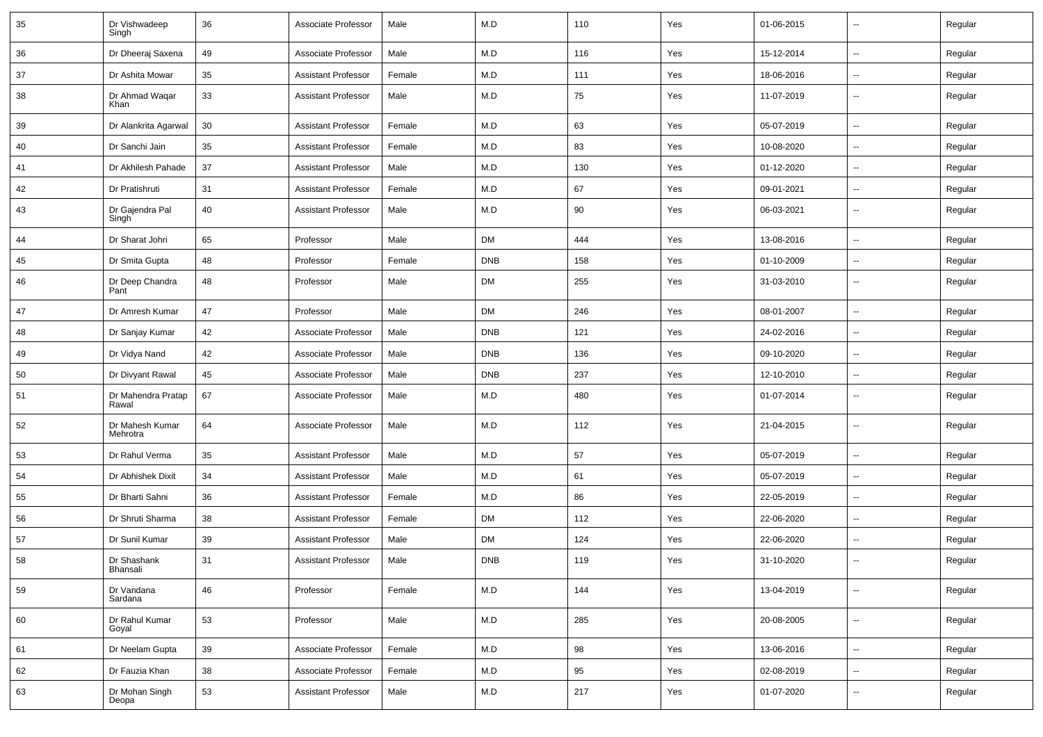| 35 | Dr Vishwadeep Singh | 36 | Associate Professor | Male | M.D | 110 | Yes | 01-06-2015 | -- | Regular |
|---|---|---|---|---|---|---|---|---|---|---|
| 36 | Dr Dheeraj Saxena | 49 | Associate Professor | Male | M.D | 116 | Yes | 15-12-2014 | -- | Regular |
| 37 | Dr Ashita Mowar | 35 | Assistant Professor | Female | M.D | 111 | Yes | 18-06-2016 | -- | Regular |
| 38 | Dr Ahmad Waqar Khan | 33 | Assistant Professor | Male | M.D | 75 | Yes | 11-07-2019 | -- | Regular |
| 39 | Dr Alankrita Agarwal | 30 | Assistant Professor | Female | M.D | 63 | Yes | 05-07-2019 | -- | Regular |
| 40 | Dr Sanchi Jain | 35 | Assistant Professor | Female | M.D | 83 | Yes | 10-08-2020 | -- | Regular |
| 41 | Dr Akhilesh Pahade | 37 | Assistant Professor | Male | M.D | 130 | Yes | 01-12-2020 | -- | Regular |
| 42 | Dr Pratishruti | 31 | Assistant Professor | Female | M.D | 67 | Yes | 09-01-2021 | -- | Regular |
| 43 | Dr Gajendra Pal Singh | 40 | Assistant Professor | Male | M.D | 90 | Yes | 06-03-2021 | -- | Regular |
| 44 | Dr Sharat Johri | 65 | Professor | Male | DM | 444 | Yes | 13-08-2016 | -- | Regular |
| 45 | Dr Smita Gupta | 48 | Professor | Female | DNB | 158 | Yes | 01-10-2009 | -- | Regular |
| 46 | Dr Deep Chandra Pant | 48 | Professor | Male | DM | 255 | Yes | 31-03-2010 | -- | Regular |
| 47 | Dr Amresh Kumar | 47 | Professor | Male | DM | 246 | Yes | 08-01-2007 | -- | Regular |
| 48 | Dr Sanjay Kumar | 42 | Associate Professor | Male | DNB | 121 | Yes | 24-02-2016 | -- | Regular |
| 49 | Dr Vidya Nand | 42 | Associate Professor | Male | DNB | 136 | Yes | 09-10-2020 | -- | Regular |
| 50 | Dr Divyant Rawal | 45 | Associate Professor | Male | DNB | 237 | Yes | 12-10-2010 | -- | Regular |
| 51 | Dr Mahendra Pratap Rawal | 67 | Associate Professor | Male | M.D | 480 | Yes | 01-07-2014 | -- | Regular |
| 52 | Dr Mahesh Kumar Mehrotra | 64 | Associate Professor | Male | M.D | 112 | Yes | 21-04-2015 | -- | Regular |
| 53 | Dr Rahul Verma | 35 | Assistant Professor | Male | M.D | 57 | Yes | 05-07-2019 | -- | Regular |
| 54 | Dr Abhishek Dixit | 34 | Assistant Professor | Male | M.D | 61 | Yes | 05-07-2019 | -- | Regular |
| 55 | Dr Bharti Sahni | 36 | Assistant Professor | Female | M.D | 86 | Yes | 22-05-2019 | -- | Regular |
| 56 | Dr Shruti Sharma | 38 | Assistant Professor | Female | DM | 112 | Yes | 22-06-2020 | -- | Regular |
| 57 | Dr Sunil Kumar | 39 | Assistant Professor | Male | DM | 124 | Yes | 22-06-2020 | -- | Regular |
| 58 | Dr Shashank Bhansali | 31 | Assistant Professor | Male | DNB | 119 | Yes | 31-10-2020 | -- | Regular |
| 59 | Dr Vandana Sardana | 46 | Professor | Female | M.D | 144 | Yes | 13-04-2019 | -- | Regular |
| 60 | Dr Rahul Kumar Goyal | 53 | Professor | Male | M.D | 285 | Yes | 20-08-2005 | -- | Regular |
| 61 | Dr Neelam Gupta | 39 | Associate Professor | Female | M.D | 98 | Yes | 13-06-2016 | -- | Regular |
| 62 | Dr Fauzia Khan | 38 | Associate Professor | Female | M.D | 95 | Yes | 02-08-2019 | -- | Regular |
| 63 | Dr Mohan Singh Deopa | 53 | Assistant Professor | Male | M.D | 217 | Yes | 01-07-2020 | -- | Regular |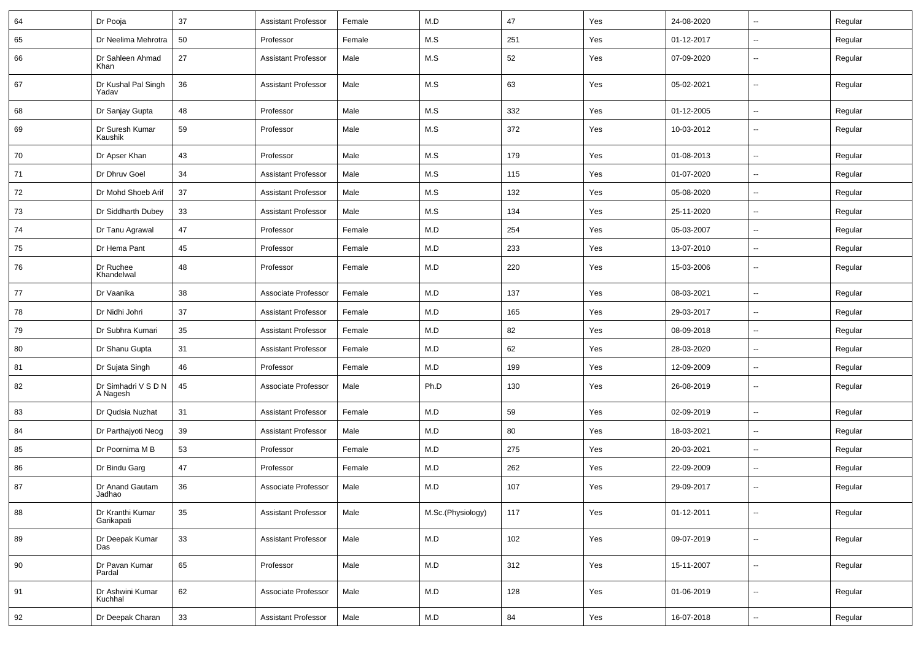| 64 | Dr Pooja | 37 | Assistant Professor | Female | M.D | 47 | Yes | 24-08-2020 | -- | Regular |
|---|---|---|---|---|---|---|---|---|---|---|
| 65 | Dr Neelima Mehrotra | 50 | Professor | Female | M.S | 251 | Yes | 01-12-2017 | -- | Regular |
| 66 | Dr Sahleen Ahmad Khan | 27 | Assistant Professor | Male | M.S | 52 | Yes | 07-09-2020 | -- | Regular |
| 67 | Dr Kushal Pal Singh Yadav | 36 | Assistant Professor | Male | M.S | 63 | Yes | 05-02-2021 | -- | Regular |
| 68 | Dr Sanjay Gupta | 48 | Professor | Male | M.S | 332 | Yes | 01-12-2005 | -- | Regular |
| 69 | Dr Suresh Kumar Kaushik | 59 | Professor | Male | M.S | 372 | Yes | 10-03-2012 | -- | Regular |
| 70 | Dr Apser Khan | 43 | Professor | Male | M.S | 179 | Yes | 01-08-2013 | -- | Regular |
| 71 | Dr Dhruv Goel | 34 | Assistant Professor | Male | M.S | 115 | Yes | 01-07-2020 | -- | Regular |
| 72 | Dr Mohd Shoeb Arif | 37 | Assistant Professor | Male | M.S | 132 | Yes | 05-08-2020 | -- | Regular |
| 73 | Dr Siddharth Dubey | 33 | Assistant Professor | Male | M.S | 134 | Yes | 25-11-2020 | -- | Regular |
| 74 | Dr Tanu Agrawal | 47 | Professor | Female | M.D | 254 | Yes | 05-03-2007 | -- | Regular |
| 75 | Dr Hema Pant | 45 | Professor | Female | M.D | 233 | Yes | 13-07-2010 | -- | Regular |
| 76 | Dr Ruchee Khandelwal | 48 | Professor | Female | M.D | 220 | Yes | 15-03-2006 | -- | Regular |
| 77 | Dr Vaanika | 38 | Associate Professor | Female | M.D | 137 | Yes | 08-03-2021 | -- | Regular |
| 78 | Dr Nidhi Johri | 37 | Assistant Professor | Female | M.D | 165 | Yes | 29-03-2017 | -- | Regular |
| 79 | Dr Subhra Kumari | 35 | Assistant Professor | Female | M.D | 82 | Yes | 08-09-2018 | -- | Regular |
| 80 | Dr Shanu Gupta | 31 | Assistant Professor | Female | M.D | 62 | Yes | 28-03-2020 | -- | Regular |
| 81 | Dr Sujata Singh | 46 | Professor | Female | M.D | 199 | Yes | 12-09-2009 | -- | Regular |
| 82 | Dr Simhadri V S D N A Nagesh | 45 | Associate Professor | Male | Ph.D | 130 | Yes | 26-08-2019 | -- | Regular |
| 83 | Dr Qudsia Nuzhat | 31 | Assistant Professor | Female | M.D | 59 | Yes | 02-09-2019 | -- | Regular |
| 84 | Dr Parthajyoti Neog | 39 | Assistant Professor | Male | M.D | 80 | Yes | 18-03-2021 | -- | Regular |
| 85 | Dr Poornima M B | 53 | Professor | Female | M.D | 275 | Yes | 20-03-2021 | -- | Regular |
| 86 | Dr Bindu Garg | 47 | Professor | Female | M.D | 262 | Yes | 22-09-2009 | -- | Regular |
| 87 | Dr Anand Gautam Jadhao | 36 | Associate Professor | Male | M.D | 107 | Yes | 29-09-2017 | -- | Regular |
| 88 | Dr Kranthi Kumar Garikapati | 35 | Assistant Professor | Male | M.Sc.(Physiology) | 117 | Yes | 01-12-2011 | -- | Regular |
| 89 | Dr Deepak Kumar Das | 33 | Assistant Professor | Male | M.D | 102 | Yes | 09-07-2019 | -- | Regular |
| 90 | Dr Pavan Kumar Pardal | 65 | Professor | Male | M.D | 312 | Yes | 15-11-2007 | -- | Regular |
| 91 | Dr Ashwini Kumar Kuchhal | 62 | Associate Professor | Male | M.D | 128 | Yes | 01-06-2019 | -- | Regular |
| 92 | Dr Deepak Charan | 33 | Assistant Professor | Male | M.D | 84 | Yes | 16-07-2018 | -- | Regular |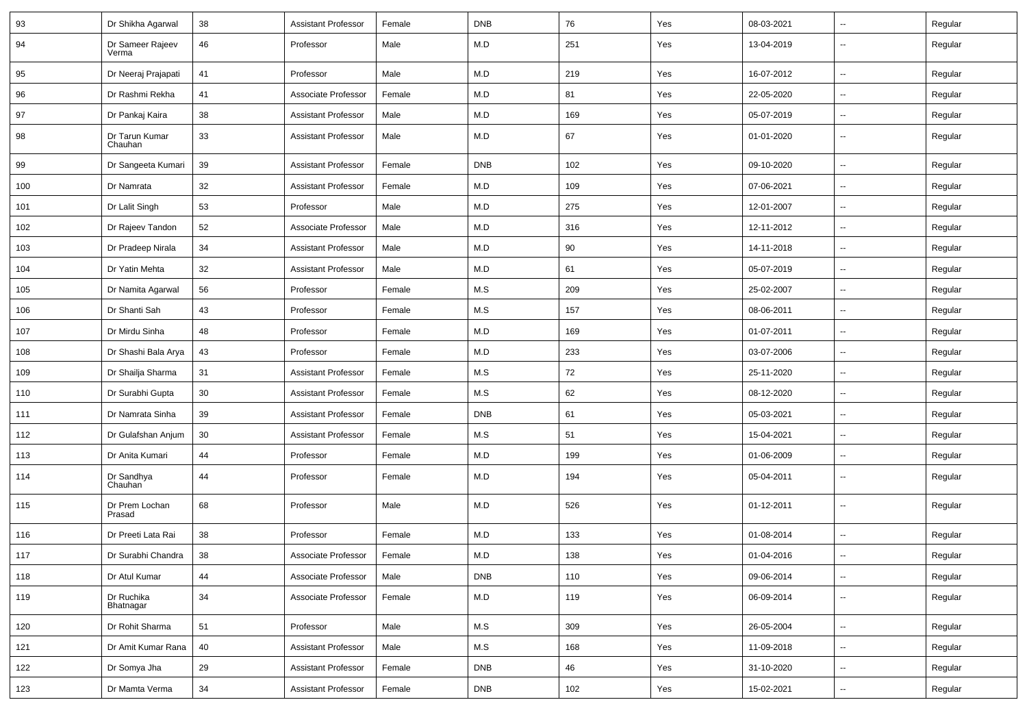| 93 | Dr Shikha Agarwal | 38 | Assistant Professor | Female | DNB | 76 | Yes | 08-03-2021 | -- | Regular |
|---|---|---|---|---|---|---|---|---|---|---|
| 94 | Dr Sameer Rajeev Verma | 46 | Professor | Male | M.D | 251 | Yes | 13-04-2019 | -- | Regular |
| 95 | Dr Neeraj Prajapati | 41 | Professor | Male | M.D | 219 | Yes | 16-07-2012 | -- | Regular |
| 96 | Dr Rashmi Rekha | 41 | Associate Professor | Female | M.D | 81 | Yes | 22-05-2020 | -- | Regular |
| 97 | Dr Pankaj Kaira | 38 | Assistant Professor | Male | M.D | 169 | Yes | 05-07-2019 | -- | Regular |
| 98 | Dr Tarun Kumar Chauhan | 33 | Assistant Professor | Male | M.D | 67 | Yes | 01-01-2020 | -- | Regular |
| 99 | Dr Sangeeta Kumari | 39 | Assistant Professor | Female | DNB | 102 | Yes | 09-10-2020 | -- | Regular |
| 100 | Dr Namrata | 32 | Assistant Professor | Female | M.D | 109 | Yes | 07-06-2021 | -- | Regular |
| 101 | Dr Lalit Singh | 53 | Professor | Male | M.D | 275 | Yes | 12-01-2007 | -- | Regular |
| 102 | Dr Rajeev Tandon | 52 | Associate Professor | Male | M.D | 316 | Yes | 12-11-2012 | -- | Regular |
| 103 | Dr Pradeep Nirala | 34 | Assistant Professor | Male | M.D | 90 | Yes | 14-11-2018 | -- | Regular |
| 104 | Dr Yatin Mehta | 32 | Assistant Professor | Male | M.D | 61 | Yes | 05-07-2019 | -- | Regular |
| 105 | Dr Namita Agarwal | 56 | Professor | Female | M.S | 209 | Yes | 25-02-2007 | -- | Regular |
| 106 | Dr Shanti Sah | 43 | Professor | Female | M.S | 157 | Yes | 08-06-2011 | -- | Regular |
| 107 | Dr Mirdu Sinha | 48 | Professor | Female | M.D | 169 | Yes | 01-07-2011 | -- | Regular |
| 108 | Dr Shashi Bala Arya | 43 | Professor | Female | M.D | 233 | Yes | 03-07-2006 | -- | Regular |
| 109 | Dr Shailja Sharma | 31 | Assistant Professor | Female | M.S | 72 | Yes | 25-11-2020 | -- | Regular |
| 110 | Dr Surabhi Gupta | 30 | Assistant Professor | Female | M.S | 62 | Yes | 08-12-2020 | -- | Regular |
| 111 | Dr Namrata Sinha | 39 | Assistant Professor | Female | DNB | 61 | Yes | 05-03-2021 | -- | Regular |
| 112 | Dr Gulafshan Anjum | 30 | Assistant Professor | Female | M.S | 51 | Yes | 15-04-2021 | -- | Regular |
| 113 | Dr Anita Kumari | 44 | Professor | Female | M.D | 199 | Yes | 01-06-2009 | -- | Regular |
| 114 | Dr Sandhya Chauhan | 44 | Professor | Female | M.D | 194 | Yes | 05-04-2011 | -- | Regular |
| 115 | Dr Prem Lochan Prasad | 68 | Professor | Male | M.D | 526 | Yes | 01-12-2011 | -- | Regular |
| 116 | Dr Preeti Lata Rai | 38 | Professor | Female | M.D | 133 | Yes | 01-08-2014 | -- | Regular |
| 117 | Dr Surabhi Chandra | 38 | Associate Professor | Female | M.D | 138 | Yes | 01-04-2016 | -- | Regular |
| 118 | Dr Atul Kumar | 44 | Associate Professor | Male | DNB | 110 | Yes | 09-06-2014 | -- | Regular |
| 119 | Dr Ruchika Bhatnagar | 34 | Associate Professor | Female | M.D | 119 | Yes | 06-09-2014 | -- | Regular |
| 120 | Dr Rohit Sharma | 51 | Professor | Male | M.S | 309 | Yes | 26-05-2004 | -- | Regular |
| 121 | Dr Amit Kumar Rana | 40 | Assistant Professor | Male | M.S | 168 | Yes | 11-09-2018 | -- | Regular |
| 122 | Dr Somya Jha | 29 | Assistant Professor | Female | DNB | 46 | Yes | 31-10-2020 | -- | Regular |
| 123 | Dr Mamta Verma | 34 | Assistant Professor | Female | DNB | 102 | Yes | 15-02-2021 | -- | Regular |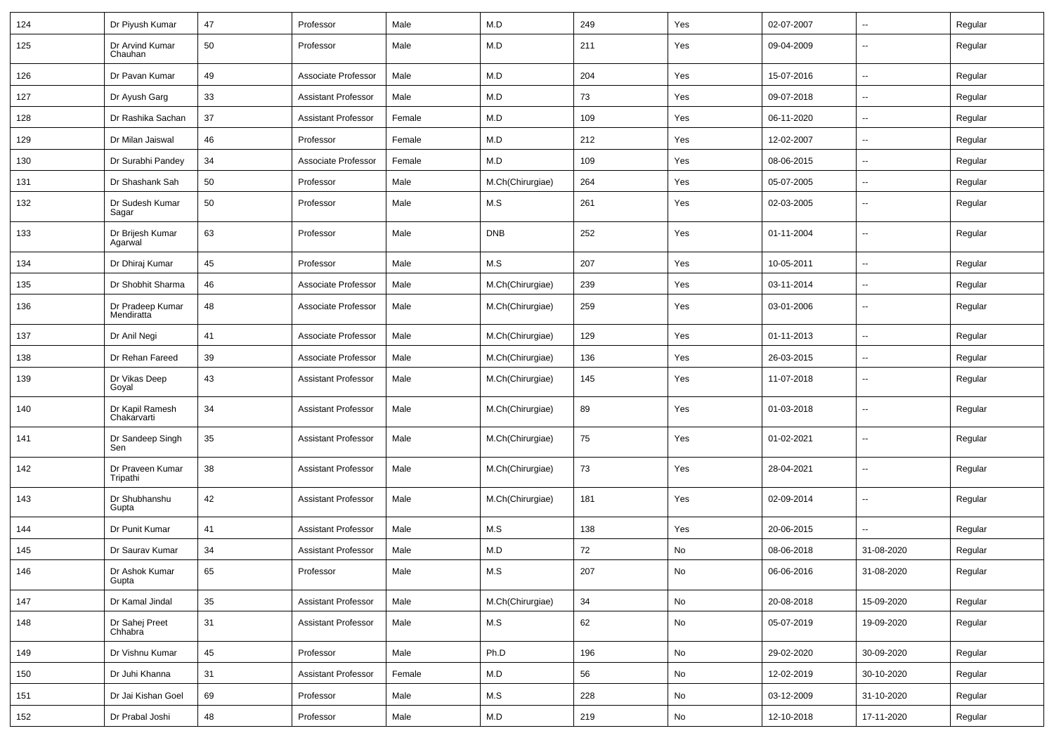| 124 | Dr Piyush Kumar | 47 | Professor | Male | M.D | 249 | Yes | 02-07-2007 | -- | Regular |
|---|---|---|---|---|---|---|---|---|---|---|
| 125 | Dr Arvind Kumar Chauhan | 50 | Professor | Male | M.D | 211 | Yes | 09-04-2009 | -- | Regular |
| 126 | Dr Pavan Kumar | 49 | Associate Professor | Male | M.D | 204 | Yes | 15-07-2016 | -- | Regular |
| 127 | Dr Ayush Garg | 33 | Assistant Professor | Male | M.D | 73 | Yes | 09-07-2018 | -- | Regular |
| 128 | Dr Rashika Sachan | 37 | Assistant Professor | Female | M.D | 109 | Yes | 06-11-2020 | -- | Regular |
| 129 | Dr Milan Jaiswal | 46 | Professor | Female | M.D | 212 | Yes | 12-02-2007 | -- | Regular |
| 130 | Dr Surabhi Pandey | 34 | Associate Professor | Female | M.D | 109 | Yes | 08-06-2015 | -- | Regular |
| 131 | Dr Shashank Sah | 50 | Professor | Male | M.Ch(Chirurgiae) | 264 | Yes | 05-07-2005 | -- | Regular |
| 132 | Dr Sudesh Kumar Sagar | 50 | Professor | Male | M.S | 261 | Yes | 02-03-2005 | -- | Regular |
| 133 | Dr Brijesh Kumar Agarwal | 63 | Professor | Male | DNB | 252 | Yes | 01-11-2004 | -- | Regular |
| 134 | Dr Dhiraj Kumar | 45 | Professor | Male | M.S | 207 | Yes | 10-05-2011 | -- | Regular |
| 135 | Dr Shobhit Sharma | 46 | Associate Professor | Male | M.Ch(Chirurgiae) | 239 | Yes | 03-11-2014 | -- | Regular |
| 136 | Dr Pradeep Kumar Mendiratta | 48 | Associate Professor | Male | M.Ch(Chirurgiae) | 259 | Yes | 03-01-2006 | -- | Regular |
| 137 | Dr Anil Negi | 41 | Associate Professor | Male | M.Ch(Chirurgiae) | 129 | Yes | 01-11-2013 | -- | Regular |
| 138 | Dr Rehan Fareed | 39 | Associate Professor | Male | M.Ch(Chirurgiae) | 136 | Yes | 26-03-2015 | -- | Regular |
| 139 | Dr Vikas Deep Goyal | 43 | Assistant Professor | Male | M.Ch(Chirurgiae) | 145 | Yes | 11-07-2018 | -- | Regular |
| 140 | Dr Kapil Ramesh Chakarvarti | 34 | Assistant Professor | Male | M.Ch(Chirurgiae) | 89 | Yes | 01-03-2018 | -- | Regular |
| 141 | Dr Sandeep Singh Sen | 35 | Assistant Professor | Male | M.Ch(Chirurgiae) | 75 | Yes | 01-02-2021 | -- | Regular |
| 142 | Dr Praveen Kumar Tripathi | 38 | Assistant Professor | Male | M.Ch(Chirurgiae) | 73 | Yes | 28-04-2021 | -- | Regular |
| 143 | Dr Shubhanshu Gupta | 42 | Assistant Professor | Male | M.Ch(Chirurgiae) | 181 | Yes | 02-09-2014 | -- | Regular |
| 144 | Dr Punit Kumar | 41 | Assistant Professor | Male | M.S | 138 | Yes | 20-06-2015 | -- | Regular |
| 145 | Dr Saurav Kumar | 34 | Assistant Professor | Male | M.D | 72 | No | 08-06-2018 | 31-08-2020 | Regular |
| 146 | Dr Ashok Kumar Gupta | 65 | Professor | Male | M.S | 207 | No | 06-06-2016 | 31-08-2020 | Regular |
| 147 | Dr Kamal Jindal | 35 | Assistant Professor | Male | M.Ch(Chirurgiae) | 34 | No | 20-08-2018 | 15-09-2020 | Regular |
| 148 | Dr Sahej Preet Chhabra | 31 | Assistant Professor | Male | M.S | 62 | No | 05-07-2019 | 19-09-2020 | Regular |
| 149 | Dr Vishnu Kumar | 45 | Professor | Male | Ph.D | 196 | No | 29-02-2020 | 30-09-2020 | Regular |
| 150 | Dr Juhi Khanna | 31 | Assistant Professor | Female | M.D | 56 | No | 12-02-2019 | 30-10-2020 | Regular |
| 151 | Dr Jai Kishan Goel | 69 | Professor | Male | M.S | 228 | No | 03-12-2009 | 31-10-2020 | Regular |
| 152 | Dr Prabal Joshi | 48 | Professor | Male | M.D | 219 | No | 12-10-2018 | 17-11-2020 | Regular |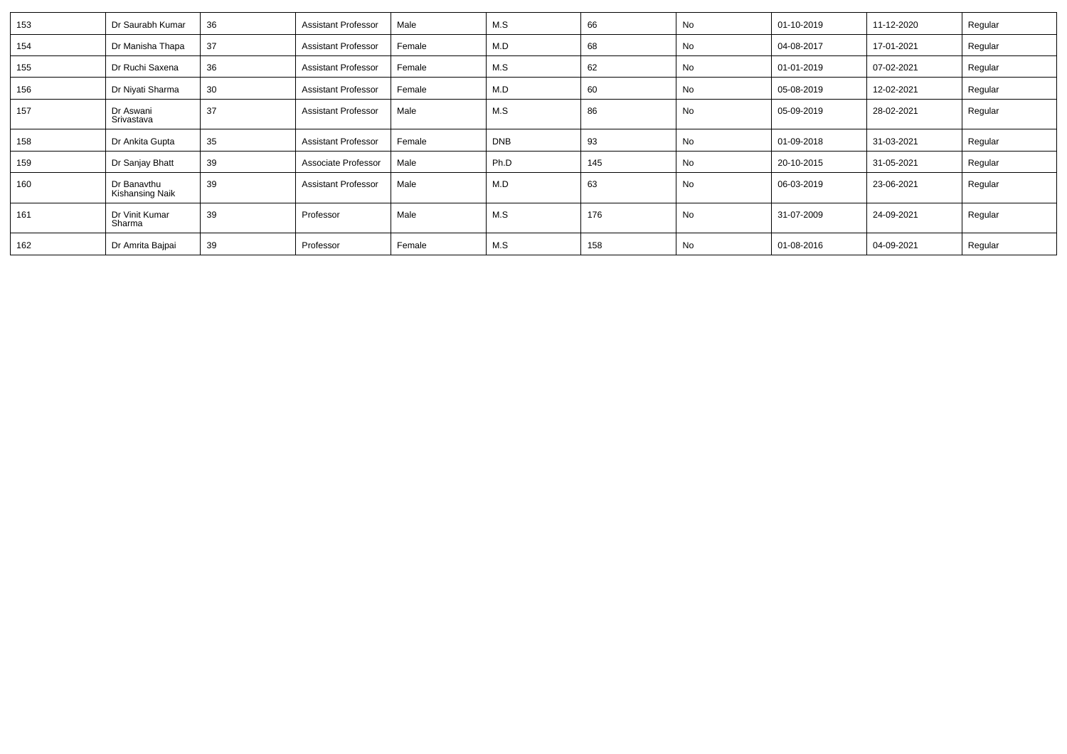| | | | | | | | | | | |
|---|---|---|---|---|---|---|---|---|---|---|
| 153 | Dr Saurabh Kumar | 36 | Assistant Professor | Male | M.S | 66 | No | 01-10-2019 | 11-12-2020 | Regular |
| 154 | Dr Manisha Thapa | 37 | Assistant Professor | Female | M.D | 68 | No | 04-08-2017 | 17-01-2021 | Regular |
| 155 | Dr Ruchi Saxena | 36 | Assistant Professor | Female | M.S | 62 | No | 01-01-2019 | 07-02-2021 | Regular |
| 156 | Dr Niyati Sharma | 30 | Assistant Professor | Female | M.D | 60 | No | 05-08-2019 | 12-02-2021 | Regular |
| 157 | Dr Aswani Srivastava | 37 | Assistant Professor | Male | M.S | 86 | No | 05-09-2019 | 28-02-2021 | Regular |
| 158 | Dr Ankita Gupta | 35 | Assistant Professor | Female | DNB | 93 | No | 01-09-2018 | 31-03-2021 | Regular |
| 159 | Dr Sanjay Bhatt | 39 | Associate Professor | Male | Ph.D | 145 | No | 20-10-2015 | 31-05-2021 | Regular |
| 160 | Dr Banavthu Kishansing Naik | 39 | Assistant Professor | Male | M.D | 63 | No | 06-03-2019 | 23-06-2021 | Regular |
| 161 | Dr Vinit Kumar Sharma | 39 | Professor | Male | M.S | 176 | No | 31-07-2009 | 24-09-2021 | Regular |
| 162 | Dr Amrita Bajpai | 39 | Professor | Female | M.S | 158 | No | 01-08-2016 | 04-09-2021 | Regular |